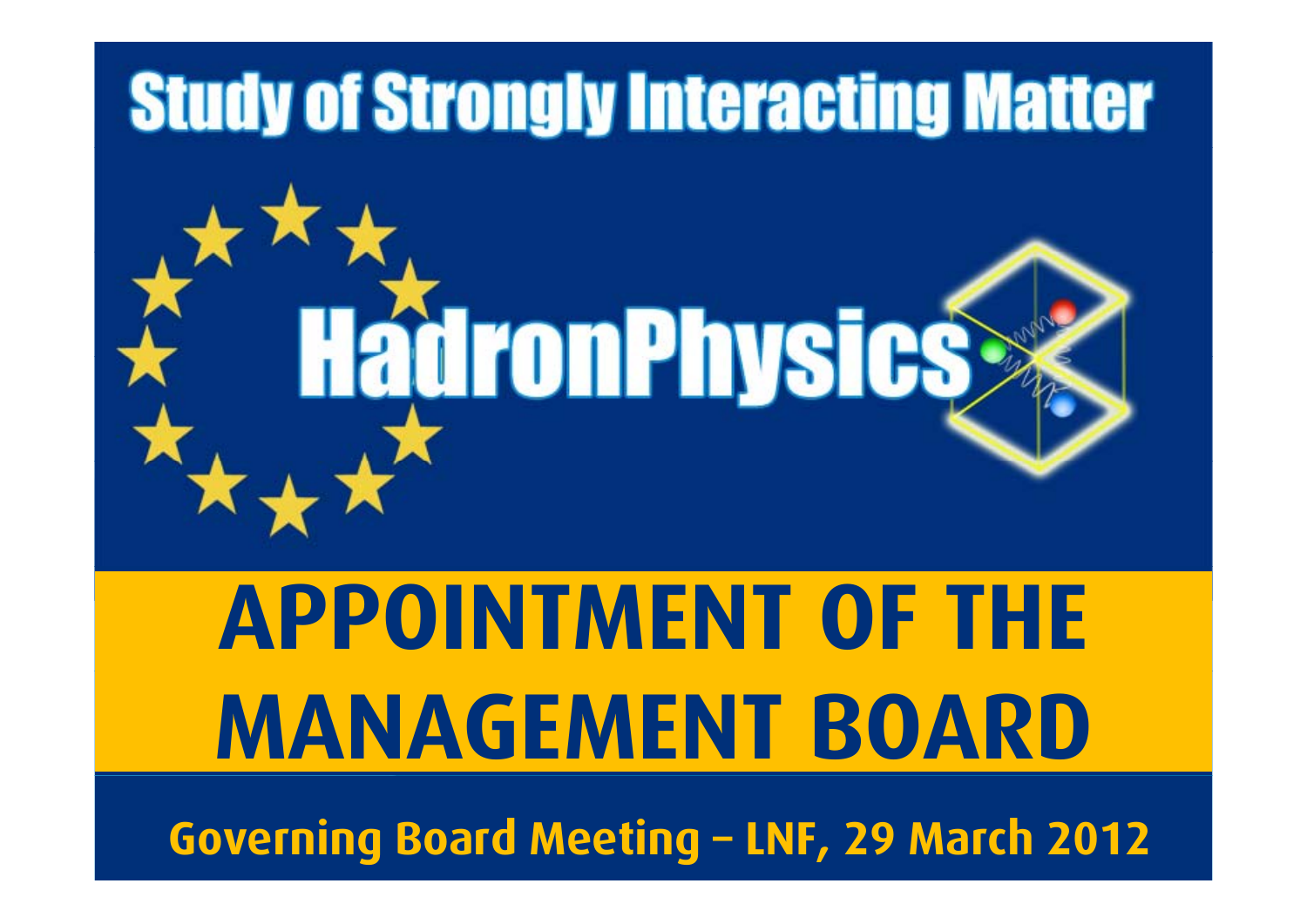# Study of Strongly Interacting Matter

## HadronPhysics

# APPOINTMENT OF THE MANAGEMENT BOARD

Governing Board Meeting – LNF, 29 March 2012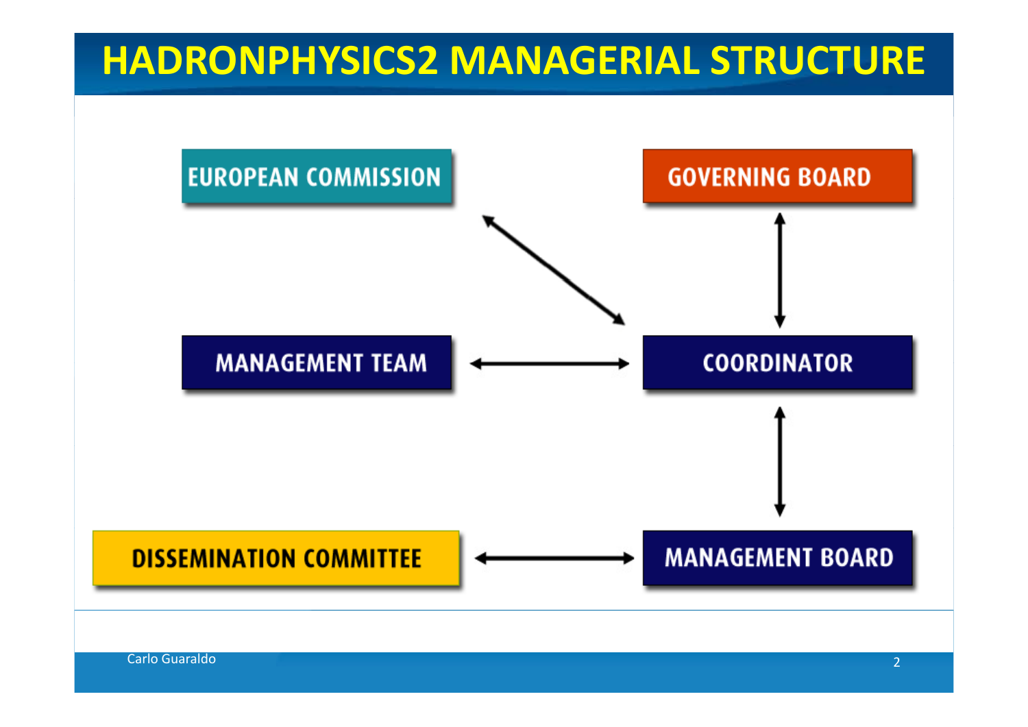# HADRONPHYSICS2 MANAGERIAL STRUCTURE

EUROPEAN COMMISSION

GOVERNING BOARD

MANAGEMENT TEAM

COORDINATOR

DISSEMINATION COMMITTEE

MANAGEMENT BOARD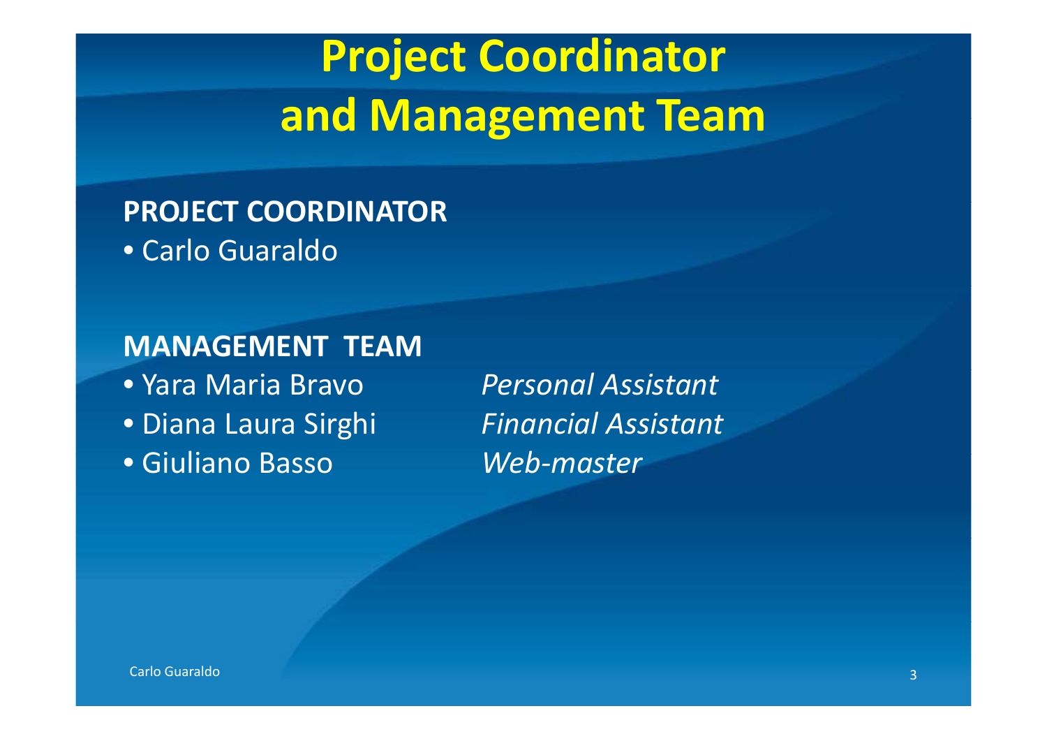# Project Coordinator and Management Team

**PROJECT COORDINATOR**

- Carlo Guaraldo

**MANAGEMENT TEAM**

- Yara Maria Bravo — *Personal Assistant*
- Diana Laura Sirghi — *Financial Assistant*
- Giuliano Basso — *Web-master*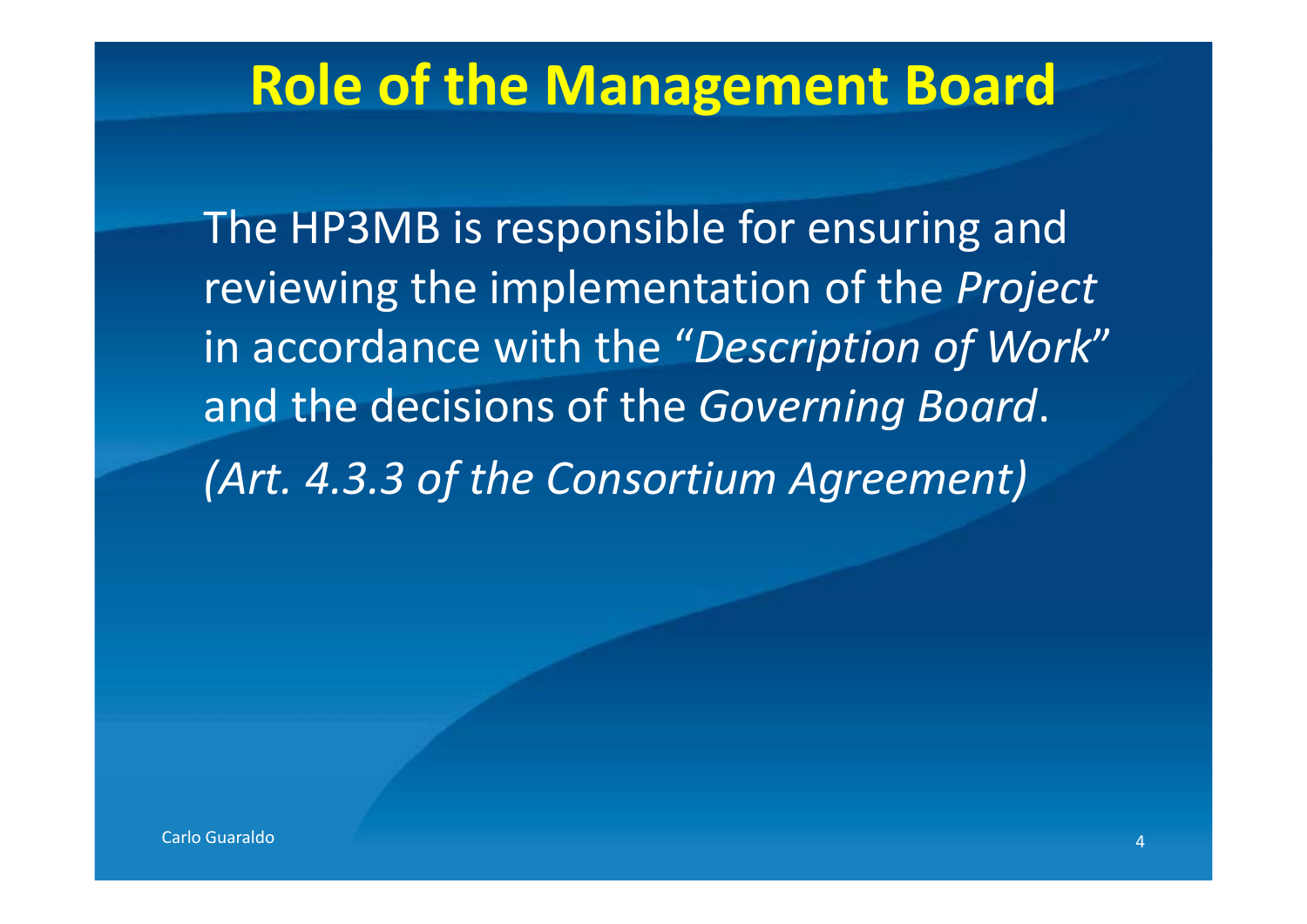# Role of the Management Board

The HP3MB is responsible for ensuring and reviewing the implementation of the *Project* in accordance with the “*Description of Work*” and the decisions of the *Governing Board*.

*(Art. 4.3.3 of the Consortium Agreement)*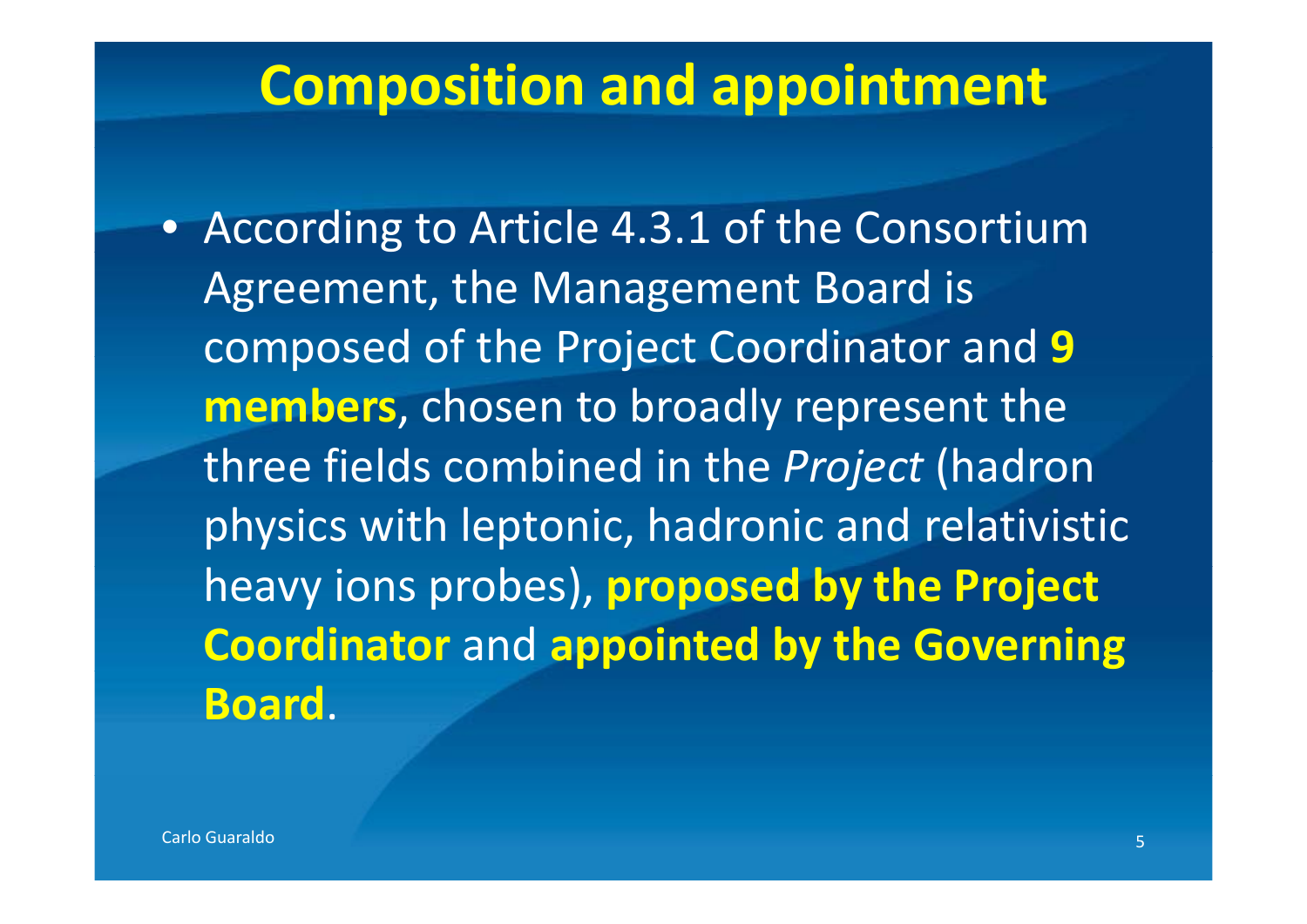# Composition and appointment

- According to Article 4.3.1 of the Consortium Agreement, the Management Board is composed of the Project Coordinator and **9 members**, chosen to broadly represent the three fields combined in the *Project* (hadron physics with leptonic, hadronic and relativistic heavy ions probes), **proposed by the Project Coordinator** and **appointed by the Governing Board**.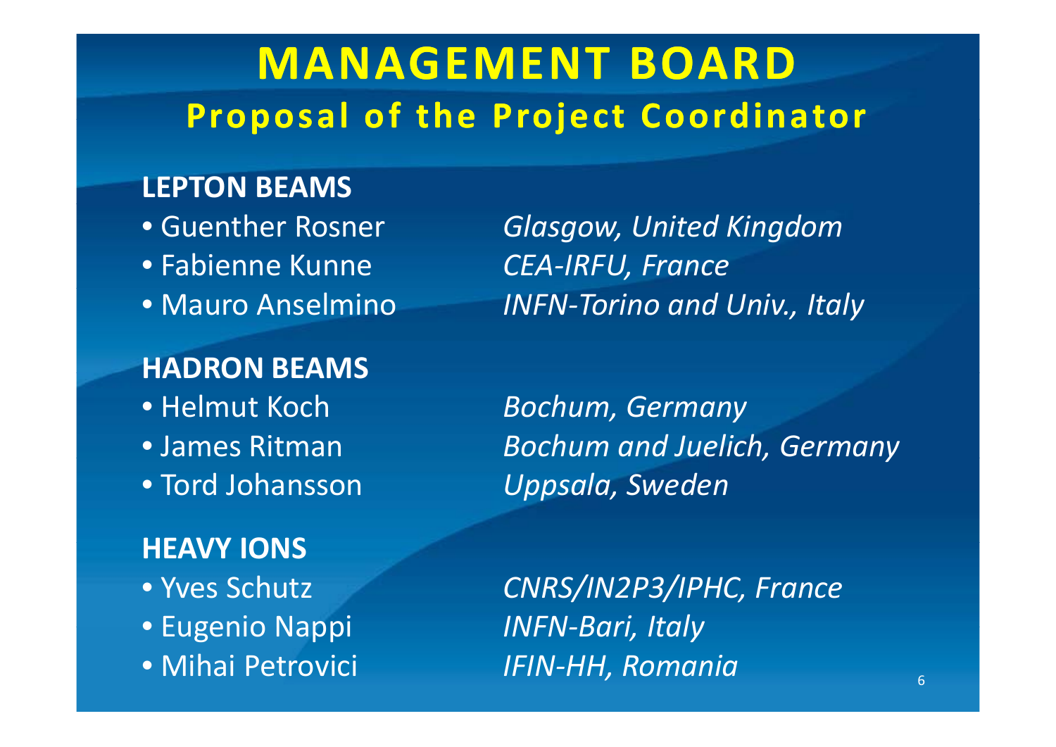# MANAGEMENT BOARD

## Proposal of the Project Coordinator

**LEPTON BEAMS**

- Guenther Rosner — *Glasgow, United Kingdom*
- Fabienne Kunne — *CEA-IRFU, France*
- Mauro Anselmino — *INFN-Torino and Univ., Italy*

**HADRON BEAMS**

- Helmut Koch — *Bochum, Germany*
- James Ritman — *Bochum and Juelich, Germany*
- Tord Johansson — *Uppsala, Sweden*

**HEAVY IONS**

- Yves Schutz — *CNRS/IN2P3/IPHC, France*
- Eugenio Nappi — *INFN-Bari, Italy*
- Mihai Petrovici — *IFIN-HH, Romania*